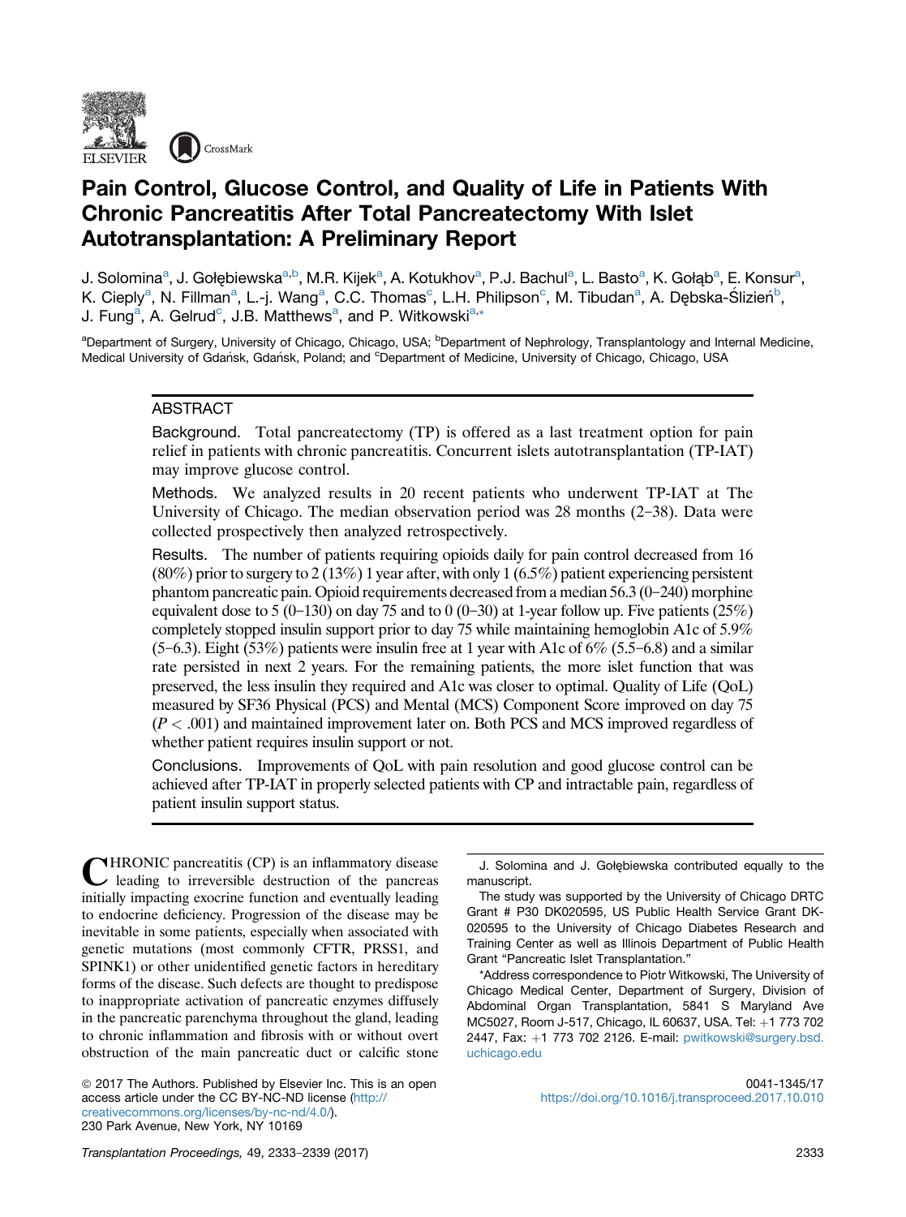# Pain Control, Glucose Control, and Quality of Life in Patients With Chronic Pancreatitis After Total Pancreatectomy With Islet Autotransplantation: A Preliminary Report

J. Solomina[a], J. Gołębiewska[a,b], M.R. Kijek[a], A. Kotukhov[a], P.J. Bachul[a], L. Basto[a], K. Gołąb[a], E. Konsur[a], K. Cieply[a], N. Fillman[a], L.-j. Wang[a], C.C. Thomas[c], L.H. Philipson[c], M. Tibudan[a], A. Dębska-Ślizień[b], J. Fung[a], A. Gelrud[c], J.B. Matthews[a], and P. Witkowski[a,*]

[a]Department of Surgery, University of Chicago, Chicago, USA; [b]Department of Nephrology, Transplantology and Internal Medicine, Medical University of Gdańsk, Gdańsk, Poland; and [c]Department of Medicine, University of Chicago, Chicago, USA

## ABSTRACT

**Background.** Total pancreatectomy (TP) is offered as a last treatment option for pain relief in patients with chronic pancreatitis. Concurrent islets autotransplantation (TP-IAT) may improve glucose control.

**Methods.** We analyzed results in 20 recent patients who underwent TP-IAT at The University of Chicago. The median observation period was 28 months (2–38). Data were collected prospectively then analyzed retrospectively.

**Results.** The number of patients requiring opioids daily for pain control decreased from 16 (80%) prior to surgery to 2 (13%) 1 year after, with only 1 (6.5%) patient experiencing persistent phantom pancreatic pain. Opioid requirements decreased from a median 56.3 (0–240) morphine equivalent dose to 5 (0–130) on day 75 and to 0 (0–30) at 1-year follow up. Five patients (25%) completely stopped insulin support prior to day 75 while maintaining hemoglobin A1c of 5.9% (5–6.3). Eight (53%) patients were insulin free at 1 year with A1c of 6% (5.5–6.8) and a similar rate persisted in next 2 years. For the remaining patients, the more islet function that was preserved, the less insulin they required and A1c was closer to optimal. Quality of Life (QoL) measured by SF36 Physical (PCS) and Mental (MCS) Component Score improved on day 75 ($P < .001$) and maintained improvement later on. Both PCS and MCS improved regardless of whether patient requires insulin support or not.

**Conclusions.** Improvements of QoL with pain resolution and good glucose control can be achieved after TP-IAT in properly selected patients with CP and intractable pain, regardless of patient insulin support status.

CHRONIC pancreatitis (CP) is an inflammatory disease leading to irreversible destruction of the pancreas initially impacting exocrine function and eventually leading to endocrine deficiency. Progression of the disease may be inevitable in some patients, especially when associated with genetic mutations (most commonly CFTR, PRSS1, and SPINK1) or other unidentified genetic factors in hereditary forms of the disease. Such defects are thought to predispose to inappropriate activation of pancreatic enzymes diffusely in the pancreatic parenchyma throughout the gland, leading to chronic inflammation and fibrosis with or without overt obstruction of the main pancreatic duct or calcific stone

J. Solomina and J. Gołębiewska contributed equally to the manuscript.

The study was supported by the University of Chicago DRTC Grant # P30 DK020595, US Public Health Service Grant DK-020595 to the University of Chicago Diabetes Research and Training Center as well as Illinois Department of Public Health Grant "Pancreatic Islet Transplantation."

*Address correspondence to Piotr Witkowski, The University of Chicago Medical Center, Department of Surgery, Division of Abdominal Organ Transplantation, 5841 S Maryland Ave MC5027, Room J-517, Chicago, IL 60637, USA. Tel: +1 773 702 2447, Fax: +1 773 702 2126. E-mail: pwitkowski@surgery.bsd.uchicago.edu

© 2017 The Authors. Published by Elsevier Inc. This is an open access article under the CC BY-NC-ND license (http://creativecommons.org/licenses/by-nc-nd/4.0/).
230 Park Avenue, New York, NY 10169

0041-1345/17
https://doi.org/10.1016/j.transproceed.2017.10.010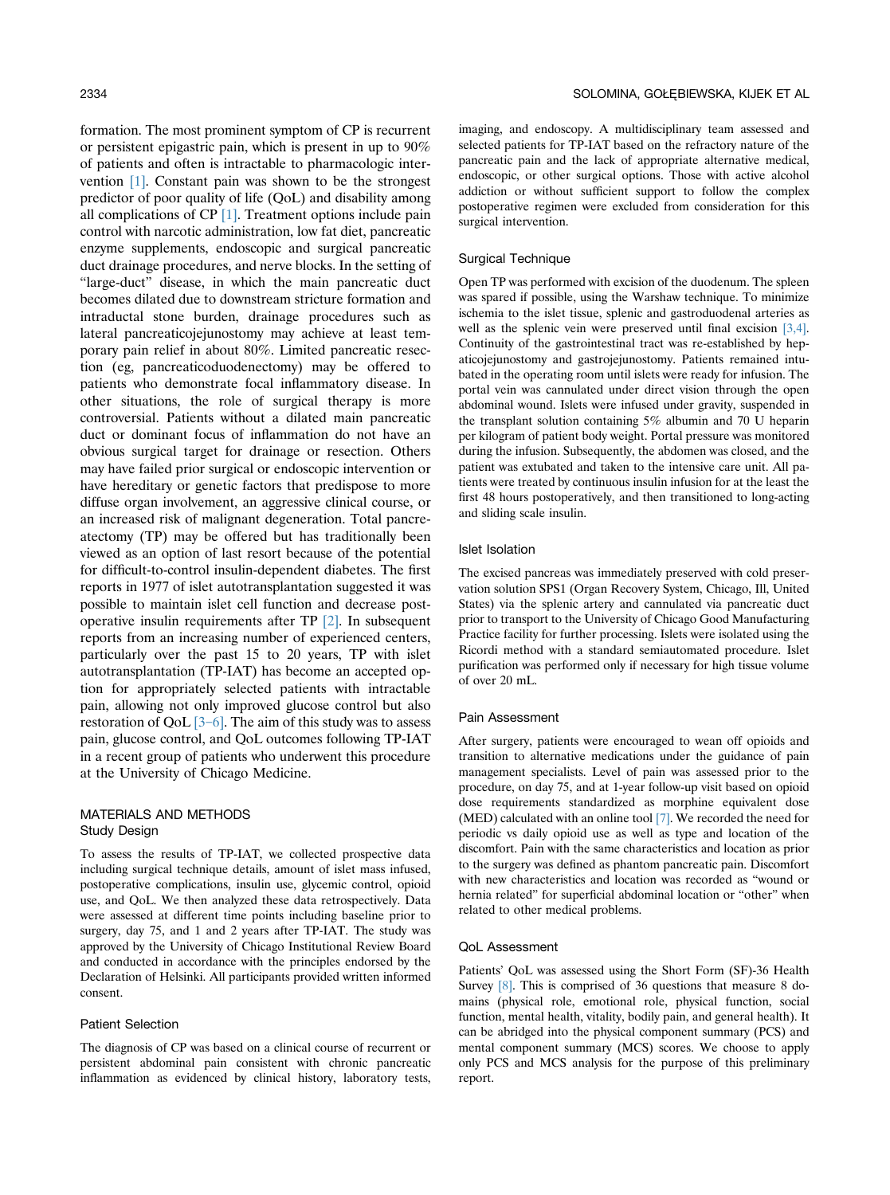formation. The most prominent symptom of CP is recurrent or persistent epigastric pain, which is present in up to 90% of patients and often is intractable to pharmacologic intervention [1]. Constant pain was shown to be the strongest predictor of poor quality of life (QoL) and disability among all complications of CP [1]. Treatment options include pain control with narcotic administration, low fat diet, pancreatic enzyme supplements, endoscopic and surgical pancreatic duct drainage procedures, and nerve blocks. In the setting of "large-duct" disease, in which the main pancreatic duct becomes dilated due to downstream stricture formation and intraductal stone burden, drainage procedures such as lateral pancreaticojejunostomy may achieve at least temporary pain relief in about 80%. Limited pancreatic resection (eg, pancreaticoduodenectomy) may be offered to patients who demonstrate focal inflammatory disease. In other situations, the role of surgical therapy is more controversial. Patients without a dilated main pancreatic duct or dominant focus of inflammation do not have an obvious surgical target for drainage or resection. Others may have failed prior surgical or endoscopic intervention or have hereditary or genetic factors that predispose to more diffuse organ involvement, an aggressive clinical course, or an increased risk of malignant degeneration. Total pancreatectomy (TP) may be offered but has traditionally been viewed as an option of last resort because of the potential for difficult-to-control insulin-dependent diabetes. The first reports in 1977 of islet autotransplantation suggested it was possible to maintain islet cell function and decrease postoperative insulin requirements after TP [2]. In subsequent reports from an increasing number of experienced centers, particularly over the past 15 to 20 years, TP with islet autotransplantation (TP-IAT) has become an accepted option for appropriately selected patients with intractable pain, allowing not only improved glucose control but also restoration of QoL [3–6]. The aim of this study was to assess pain, glucose control, and QoL outcomes following TP-IAT in a recent group of patients who underwent this procedure at the University of Chicago Medicine.

## MATERIALS AND METHODS

### Study Design

To assess the results of TP-IAT, we collected prospective data including surgical technique details, amount of islet mass infused, postoperative complications, insulin use, glycemic control, opioid use, and QoL. We then analyzed these data retrospectively. Data were assessed at different time points including baseline prior to surgery, day 75, and 1 and 2 years after TP-IAT. The study was approved by the University of Chicago Institutional Review Board and conducted in accordance with the principles endorsed by the Declaration of Helsinki. All participants provided written informed consent.

### Patient Selection

The diagnosis of CP was based on a clinical course of recurrent or persistent abdominal pain consistent with chronic pancreatic inflammation as evidenced by clinical history, laboratory tests, imaging, and endoscopy. A multidisciplinary team assessed and selected patients for TP-IAT based on the refractory nature of the pancreatic pain and the lack of appropriate alternative medical, endoscopic, or other surgical options. Those with active alcohol addiction or without sufficient support to follow the complex postoperative regimen were excluded from consideration for this surgical intervention.

### Surgical Technique

Open TP was performed with excision of the duodenum. The spleen was spared if possible, using the Warshaw technique. To minimize ischemia to the islet tissue, splenic and gastroduodenal arteries as well as the splenic vein were preserved until final excision [3,4]. Continuity of the gastrointestinal tract was re-established by hepaticojejunostomy and gastrojejunostomy. Patients remained intubated in the operating room until islets were ready for infusion. The portal vein was cannulated under direct vision through the open abdominal wound. Islets were infused under gravity, suspended in the transplant solution containing 5% albumin and 70 U heparin per kilogram of patient body weight. Portal pressure was monitored during the infusion. Subsequently, the abdomen was closed, and the patient was extubated and taken to the intensive care unit. All patients were treated by continuous insulin infusion for at the least the first 48 hours postoperatively, and then transitioned to long-acting and sliding scale insulin.

### Islet Isolation

The excised pancreas was immediately preserved with cold preservation solution SPS1 (Organ Recovery System, Chicago, Ill, United States) via the splenic artery and cannulated via pancreatic duct prior to transport to the University of Chicago Good Manufacturing Practice facility for further processing. Islets were isolated using the Ricordi method with a standard semiautomated procedure. Islet purification was performed only if necessary for high tissue volume of over 20 mL.

### Pain Assessment

After surgery, patients were encouraged to wean off opioids and transition to alternative medications under the guidance of pain management specialists. Level of pain was assessed prior to the procedure, on day 75, and at 1-year follow-up visit based on opioid dose requirements standardized as morphine equivalent dose (MED) calculated with an online tool [7]. We recorded the need for periodic vs daily opioid use as well as type and location of the discomfort. Pain with the same characteristics and location as prior to the surgery was defined as phantom pancreatic pain. Discomfort with new characteristics and location was recorded as "wound or hernia related" for superficial abdominal location or "other" when related to other medical problems.

### QoL Assessment

Patients' QoL was assessed using the Short Form (SF)-36 Health Survey [8]. This is comprised of 36 questions that measure 8 domains (physical role, emotional role, physical function, social function, mental health, vitality, bodily pain, and general health). It can be abridged into the physical component summary (PCS) and mental component summary (MCS) scores. We choose to apply only PCS and MCS analysis for the purpose of this preliminary report.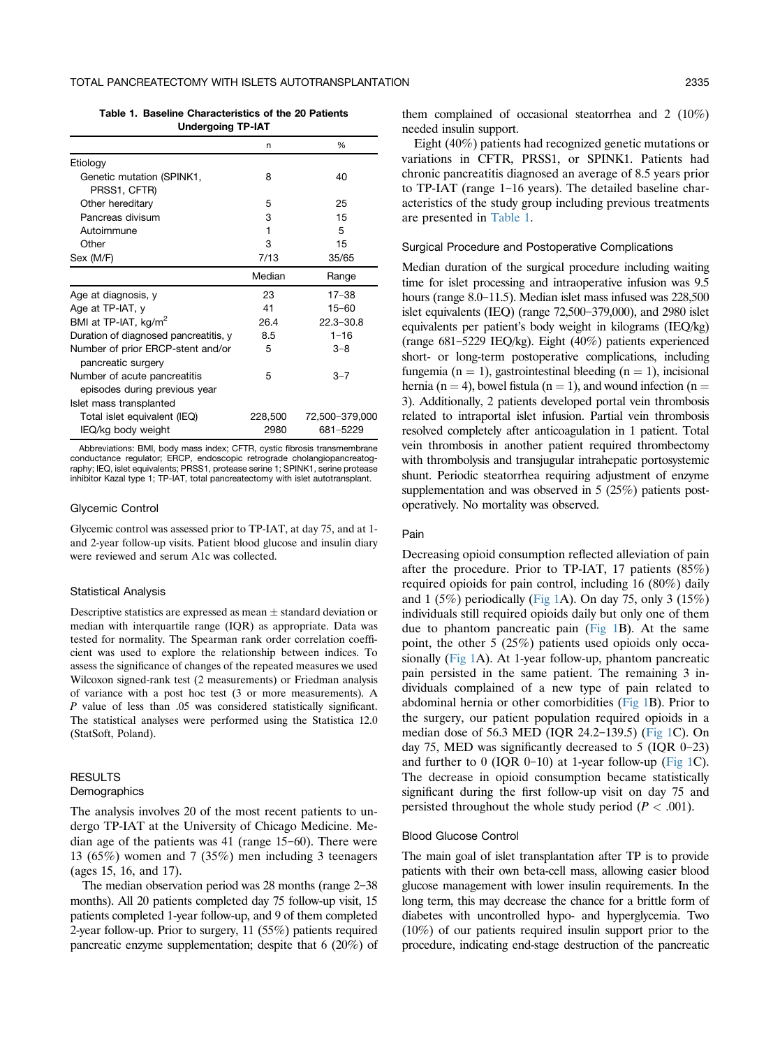**Table 1. Baseline Characteristics of the 20 Patients Undergoing TP-IAT**

| | n | % |
|---|---|---|
| Etiology | | |
| Genetic mutation (SPINK1, PRSS1, CFTR) | 8 | 40 |
| Other hereditary | 5 | 25 |
| Pancreas divisum | 3 | 15 |
| Autoimmune | 1 | 5 |
| Other | 3 | 15 |
| Sex (M/F) | 7/13 | 35/65 |
| | **Median** | **Range** |
| Age at diagnosis, y | 23 | 17–38 |
| Age at TP-IAT, y | 41 | 15–60 |
| BMI at TP-IAT, kg/m$^2$ | 26.4 | 22.3–30.8 |
| Duration of diagnosed pancreatitis, y | 8.5 | 1–16 |
| Number of prior ERCP-stent and/or pancreatic surgery | 5 | 3–8 |
| Number of acute pancreatitis episodes during previous year | 5 | 3–7 |
| Islet mass transplanted | | |
| Total islet equivalent (IEQ) | 228,500 | 72,500–379,000 |
| IEQ/kg body weight | 2980 | 681–5229 |

Abbreviations: BMI, body mass index; CFTR, cystic fibrosis transmembrane conductance regulator; ERCP, endoscopic retrograde cholangiopancreatography; IEQ, islet equivalents; PRSS1, protease serine 1; SPINK1, serine protease inhibitor Kazal type 1; TP-IAT, total pancreatectomy with islet autotransplant.

### Glycemic Control

Glycemic control was assessed prior to TP-IAT, at day 75, and at 1- and 2-year follow-up visits. Patient blood glucose and insulin diary were reviewed and serum A1c was collected.

### Statistical Analysis

Descriptive statistics are expressed as mean ± standard deviation or median with interquartile range (IQR) as appropriate. Data was tested for normality. The Spearman rank order correlation coefficient was used to explore the relationship between indices. To assess the significance of changes of the repeated measures we used Wilcoxon signed-rank test (2 measurements) or Friedman analysis of variance with a post hoc test (3 or more measurements). A *P* value of less than .05 was considered statistically significant. The statistical analyses were performed using the Statistica 12.0 (StatSoft, Poland).

## RESULTS

### Demographics

The analysis involves 20 of the most recent patients to undergo TP-IAT at the University of Chicago Medicine. Median age of the patients was 41 (range 15–60). There were 13 (65%) women and 7 (35%) men including 3 teenagers (ages 15, 16, and 17).

The median observation period was 28 months (range 2–38 months). All 20 patients completed day 75 follow-up visit, 15 patients completed 1-year follow-up, and 9 of them completed 2-year follow-up. Prior to surgery, 11 (55%) patients required pancreatic enzyme supplementation; despite that 6 (20%) of them complained of occasional steatorrhea and 2 (10%) needed insulin support.

Eight (40%) patients had recognized genetic mutations or variations in CFTR, PRSS1, or SPINK1. Patients had chronic pancreatitis diagnosed an average of 8.5 years prior to TP-IAT (range 1–16 years). The detailed baseline characteristics of the study group including previous treatments are presented in Table 1.

### Surgical Procedure and Postoperative Complications

Median duration of the surgical procedure including waiting time for islet processing and intraoperative infusion was 9.5 hours (range 8.0–11.5). Median islet mass infused was 228,500 islet equivalents (IEQ) (range 72,500–379,000), and 2980 islet equivalents per patient's body weight in kilograms (IEQ/kg) (range 681–5229 IEQ/kg). Eight (40%) patients experienced short- or long-term postoperative complications, including fungemia (n = 1), gastrointestinal bleeding (n = 1), incisional hernia (n = 4), bowel fistula (n = 1), and wound infection (n = 3). Additionally, 2 patients developed portal vein thrombosis related to intraportal islet infusion. Partial vein thrombosis resolved completely after anticoagulation in 1 patient. Total vein thrombosis in another patient required thrombectomy with thrombolysis and transjugular intrahepatic portosystemic shunt. Periodic steatorrhea requiring adjustment of enzyme supplementation and was observed in 5 (25%) patients postoperatively. No mortality was observed.

### Pain

Decreasing opioid consumption reflected alleviation of pain after the procedure. Prior to TP-IAT, 17 patients (85%) required opioids for pain control, including 16 (80%) daily and 1 (5%) periodically (Fig 1A). On day 75, only 3 (15%) individuals still required opioids daily but only one of them due to phantom pancreatic pain (Fig 1B). At the same point, the other 5 (25%) patients used opioids only occasionally (Fig 1A). At 1-year follow-up, phantom pancreatic pain persisted in the same patient. The remaining 3 individuals complained of a new type of pain related to abdominal hernia or other comorbidities (Fig 1B). Prior to the surgery, our patient population required opioids in a median dose of 56.3 MED (IQR 24.2–139.5) (Fig 1C). On day 75, MED was significantly decreased to 5 (IQR 0–23) and further to 0 (IQR 0–10) at 1-year follow-up (Fig 1C). The decrease in opioid consumption became statistically significant during the first follow-up visit on day 75 and persisted throughout the whole study period ($P < .001$).

### Blood Glucose Control

The main goal of islet transplantation after TP is to provide patients with their own beta-cell mass, allowing easier blood glucose management with lower insulin requirements. In the long term, this may decrease the chance for a brittle form of diabetes with uncontrolled hypo- and hyperglycemia. Two (10%) of our patients required insulin support prior to the procedure, indicating end-stage destruction of the pancreatic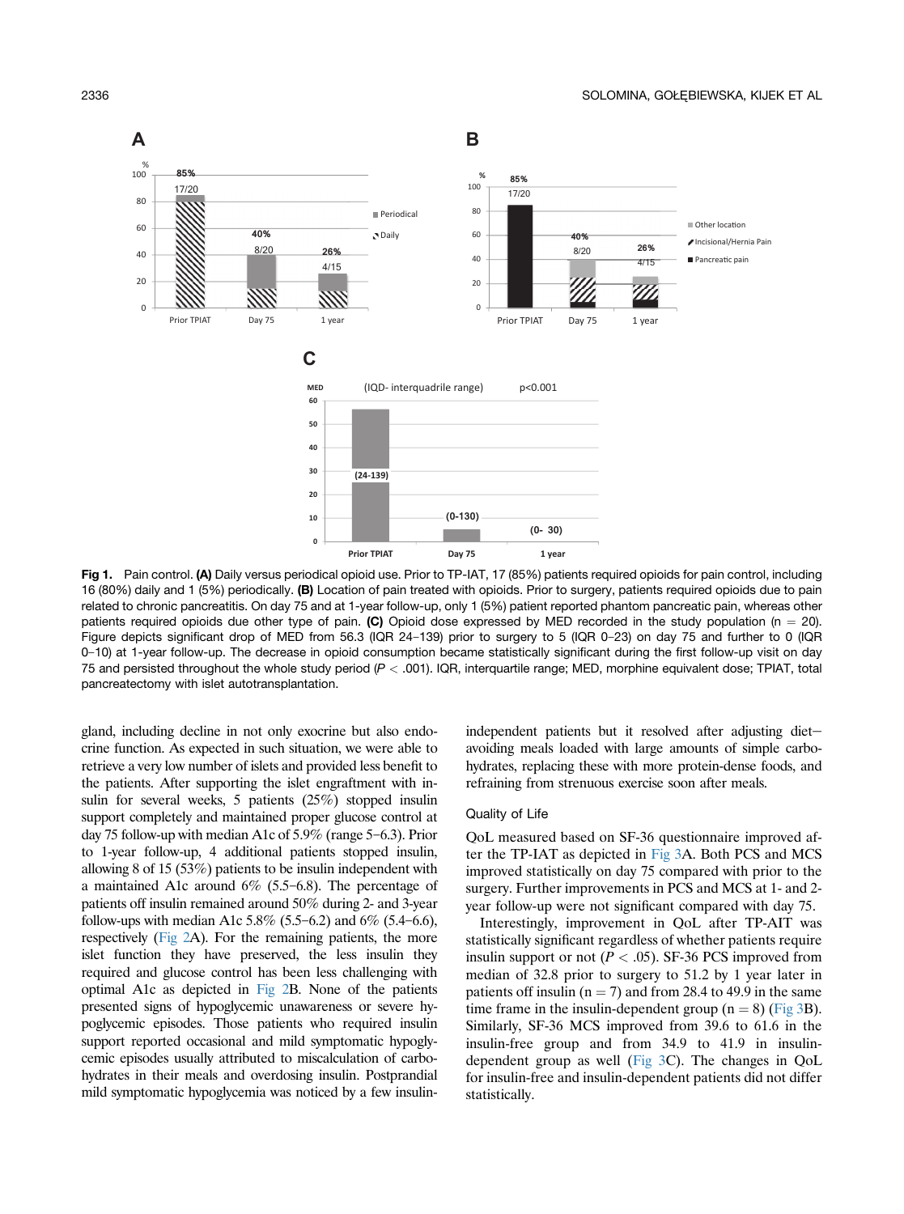Fig 1. Pain control. **(A)** Daily versus periodical opioid use. Prior to TP-IAT, 17 (85%) patients required opioids for pain control, including 16 (80%) daily and 1 (5%) periodically. **(B)** Location of pain treated with opioids. Prior to surgery, patients required opioids due to pain related to chronic pancreatitis. On day 75 and at 1-year follow-up, only 1 (5%) patient reported phantom pancreatic pain, whereas other patients required opioids due other type of pain. **(C)** Opioid dose expressed by MED recorded in the study population (n = 20). Figure depicts significant drop of MED from 56.3 (IQR 24–139) prior to surgery to 5 (IQR 0–23) on day 75 and further to 0 (IQR 0–10) at 1-year follow-up. The decrease in opioid consumption became statistically significant during the first follow-up visit on day 75 and persisted throughout the whole study period ($P < .001$). IQR, interquartile range; MED, morphine equivalent dose; TPIAT, total pancreatectomy with islet autotransplantation.

gland, including decline in not only exocrine but also endocrine function. As expected in such situation, we were able to retrieve a very low number of islets and provided less benefit to the patients. After supporting the islet engraftment with insulin for several weeks, 5 patients (25%) stopped insulin support completely and maintained proper glucose control at day 75 follow-up with median A1c of 5.9% (range 5–6.3). Prior to 1-year follow-up, 4 additional patients stopped insulin, allowing 8 of 15 (53%) patients to be insulin independent with a maintained A1c around 6% (5.5–6.8). The percentage of patients off insulin remained around 50% during 2- and 3-year follow-ups with median A1c 5.8% (5.5–6.2) and 6% (5.4–6.6), respectively (Fig 2A). For the remaining patients, the more islet function they have preserved, the less insulin they required and glucose control has been less challenging with optimal A1c as depicted in Fig 2B. None of the patients presented signs of hypoglycemic unawareness or severe hypoglycemic episodes. Those patients who required insulin support reported occasional and mild symptomatic hypoglycemic episodes usually attributed to miscalculation of carbohydrates in their meals and overdosing insulin. Postprandial mild symptomatic hypoglycemia was noticed by a few insulin-independent patients but it resolved after adjusting diet—avoiding meals loaded with large amounts of simple carbohydrates, replacing these with more protein-dense foods, and refraining from strenuous exercise soon after meals.

### Quality of Life

QoL measured based on SF-36 questionnaire improved after the TP-IAT as depicted in Fig 3A. Both PCS and MCS improved statistically on day 75 compared with prior to the surgery. Further improvements in PCS and MCS at 1- and 2-year follow-up were not significant compared with day 75.

Interestingly, improvement in QoL after TP-AIT was statistically significant regardless of whether patients require insulin support or not ($P < .05$). SF-36 PCS improved from median of 32.8 prior to surgery to 51.2 by 1 year later in patients off insulin (n = 7) and from 28.4 to 49.9 in the same time frame in the insulin-dependent group (n = 8) (Fig 3B). Similarly, SF-36 MCS improved from 39.6 to 61.6 in the insulin-free group and from 34.9 to 41.9 in insulin-dependent group as well (Fig 3C). The changes in QoL for insulin-free and insulin-dependent patients did not differ statistically.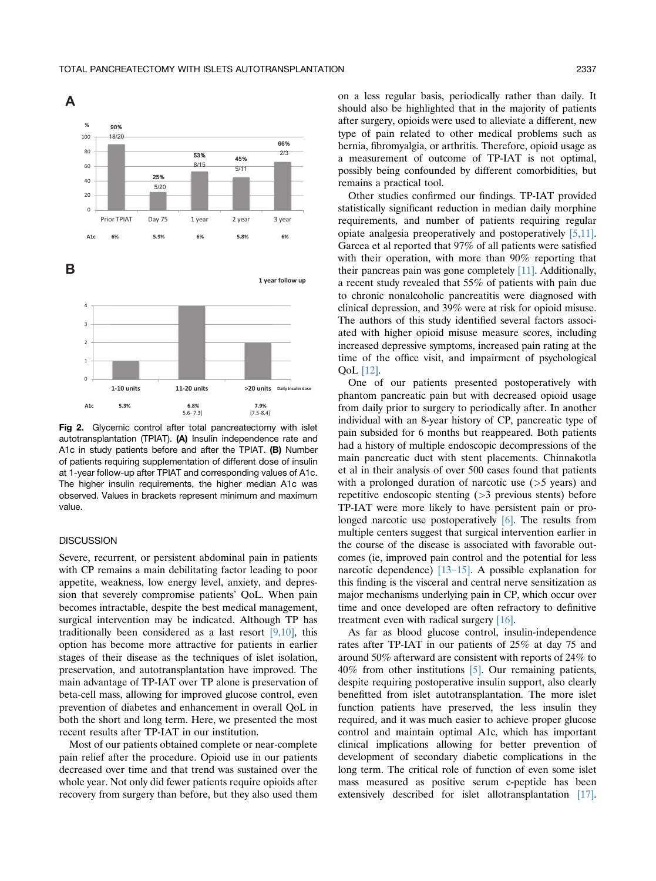A

| | Prior TPIAT | Day 75 | 1 year | 2 year | 3 year |
|---|---|---|---|---|---|
| % | 90% | 25% | 53% | 45% | 66% |
| n | 18/20 | 5/20 | 8/15 | 5/11 | 2/3 |
| A1c | 6% | 5.9% | 6% | 5.8% | 6% |

B

1 year follow up

| Daily insulin dose | 1-10 units | 11-20 units | >20 units |
|---|---|---|---|
| Number of patients | 1 | 4 | 2 |
| A1c | 5.3% | 6.8% 5.6- 7.3] | 7.9% [7.5-8.4] |

**Fig 2.** Glycemic control after total pancreatectomy with islet autotransplantation (TPIAT). **(A)** Insulin independence rate and A1c in study patients before and after the TPIAT. **(B)** Number of patients requiring supplementation of different dose of insulin at 1-year follow-up after TPIAT and corresponding values of A1c. The higher insulin requirements, the higher median A1c was observed. Values in brackets represent minimum and maximum value.

## DISCUSSION

Severe, recurrent, or persistent abdominal pain in patients with CP remains a main debilitating factor leading to poor appetite, weakness, low energy level, anxiety, and depression that severely compromise patients' QoL. When pain becomes intractable, despite the best medical management, surgical intervention may be indicated. Although TP has traditionally been considered as a last resort [9,10], this option has become more attractive for patients in earlier stages of their disease as the techniques of islet isolation, preservation, and autotransplantation have improved. The main advantage of TP-IAT over TP alone is preservation of beta-cell mass, allowing for improved glucose control, even prevention of diabetes and enhancement in overall QoL in both the short and long term. Here, we presented the most recent results after TP-IAT in our institution.

Most of our patients obtained complete or near-complete pain relief after the procedure. Opioid use in our patients decreased over time and that trend was sustained over the whole year. Not only did fewer patients require opioids after recovery from surgery than before, but they also used them on a less regular basis, periodically rather than daily. It should also be highlighted that in the majority of patients after surgery, opioids were used to alleviate a different, new type of pain related to other medical problems such as hernia, fibromyalgia, or arthritis. Therefore, opioid usage as a measurement of outcome of TP-IAT is not optimal, possibly being confounded by different comorbidities, but remains a practical tool.

Other studies confirmed our findings. TP-IAT provided statistically significant reduction in median daily morphine requirements, and number of patients requiring regular opiate analgesia preoperatively and postoperatively [5,11]. Garcea et al reported that 97% of all patients were satisfied with their operation, with more than 90% reporting that their pancreas pain was gone completely [11]. Additionally, a recent study revealed that 55% of patients with pain due to chronic nonalcoholic pancreatitis were diagnosed with clinical depression, and 39% were at risk for opioid misuse. The authors of this study identified several factors associated with higher opioid misuse measure scores, including increased depressive symptoms, increased pain rating at the time of the office visit, and impairment of psychological QoL [12].

One of our patients presented postoperatively with phantom pancreatic pain but with decreased opioid usage from daily prior to surgery to periodically after. In another individual with an 8-year history of CP, pancreatic type of pain subsided for 6 months but reappeared. Both patients had a history of multiple endoscopic decompressions of the main pancreatic duct with stent placements. Chinnakotla et al in their analysis of over 500 cases found that patients with a prolonged duration of narcotic use (>5 years) and repetitive endoscopic stenting (>3 previous stents) before TP-IAT were more likely to have persistent pain or prolonged narcotic use postoperatively [6]. The results from multiple centers suggest that surgical intervention earlier in the course of the disease is associated with favorable outcomes (ie, improved pain control and the potential for less narcotic dependence) [13–15]. A possible explanation for this finding is the visceral and central nerve sensitization as major mechanisms underlying pain in CP, which occur over time and once developed are often refractory to definitive treatment even with radical surgery [16].

As far as blood glucose control, insulin-independence rates after TP-IAT in our patients of 25% at day 75 and around 50% afterward are consistent with reports of 24% to 40% from other institutions [5]. Our remaining patients, despite requiring postoperative insulin support, also clearly benefitted from islet autotransplantation. The more islet function patients have preserved, the less insulin they required, and it was much easier to achieve proper glucose control and maintain optimal A1c, which has important clinical implications allowing for better prevention of development of secondary diabetic complications in the long term. The critical role of function of even some islet mass measured as positive serum c-peptide has been extensively described for islet allotransplantation [17].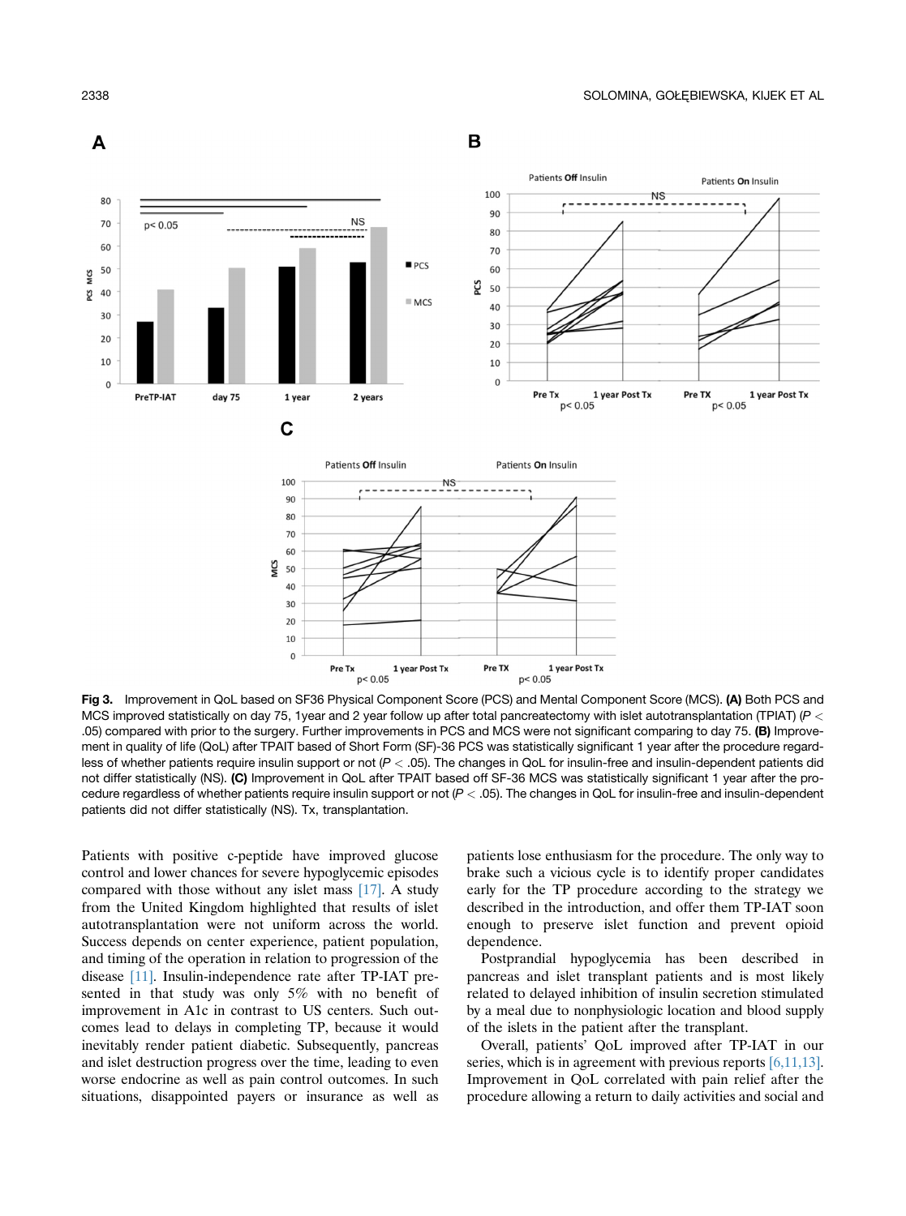Fig 3. Improvement in QoL based on SF36 Physical Component Score (PCS) and Mental Component Score (MCS). **(A)** Both PCS and MCS improved statistically on day 75, 1year and 2 year follow up after total pancreatectomy with islet autotransplantation (TPIAT) ($P < .05$) compared with prior to the surgery. Further improvements in PCS and MCS were not significant comparing to day 75. **(B)** Improvement in quality of life (QoL) after TPAIT based of Short Form (SF)-36 PCS was statistically significant 1 year after the procedure regardless of whether patients require insulin support or not ($P < .05$). The changes in QoL for insulin-free and insulin-dependent patients did not differ statistically (NS). **(C)** Improvement in QoL after TPAIT based off SF-36 MCS was statistically significant 1 year after the procedure regardless of whether patients require insulin support or not ($P < .05$). The changes in QoL for insulin-free and insulin-dependent patients did not differ statistically (NS). Tx, transplantation.

Patients with positive c-peptide have improved glucose control and lower chances for severe hypoglycemic episodes compared with those without any islet mass [17]. A study from the United Kingdom highlighted that results of islet autotransplantation were not uniform across the world. Success depends on center experience, patient population, and timing of the operation in relation to progression of the disease [11]. Insulin-independence rate after TP-IAT presented in that study was only 5% with no benefit of improvement in A1c in contrast to US centers. Such outcomes lead to delays in completing TP, because it would inevitably render patient diabetic. Subsequently, pancreas and islet destruction progress over the time, leading to even worse endocrine as well as pain control outcomes. In such situations, disappointed payers or insurance as well as patients lose enthusiasm for the procedure. The only way to brake such a vicious cycle is to identify proper candidates early for the TP procedure according to the strategy we described in the introduction, and offer them TP-IAT soon enough to preserve islet function and prevent opioid dependence.

Postprandial hypoglycemia has been described in pancreas and islet transplant patients and is most likely related to delayed inhibition of insulin secretion stimulated by a meal due to nonphysiologic location and blood supply of the islets in the patient after the transplant.

Overall, patients' QoL improved after TP-IAT in our series, which is in agreement with previous reports [6,11,13]. Improvement in QoL correlated with pain relief after the procedure allowing a return to daily activities and social and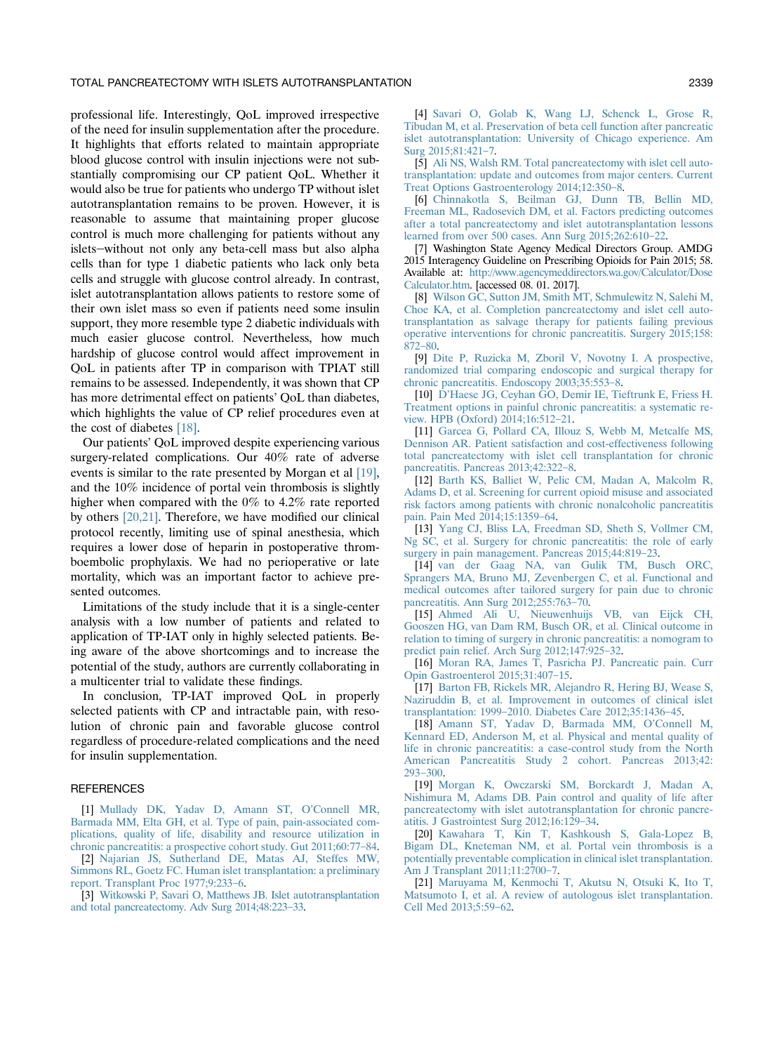professional life. Interestingly, QoL improved irrespective of the need for insulin supplementation after the procedure. It highlights that efforts related to maintain appropriate blood glucose control with insulin injections were not substantially compromising our CP patient QoL. Whether it would also be true for patients who undergo TP without islet autotransplantation remains to be proven. However, it is reasonable to assume that maintaining proper glucose control is much more challenging for patients without any islets—without not only any beta-cell mass but also alpha cells than for type 1 diabetic patients who lack only beta cells and struggle with glucose control already. In contrast, islet autotransplantation allows patients to restore some of their own islet mass so even if patients need some insulin support, they more resemble type 2 diabetic individuals with much easier glucose control. Nevertheless, how much hardship of glucose control would affect improvement in QoL in patients after TP in comparison with TPIAT still remains to be assessed. Independently, it was shown that CP has more detrimental effect on patients' QoL than diabetes, which highlights the value of CP relief procedures even at the cost of diabetes [18].

Our patients' QoL improved despite experiencing various surgery-related complications. Our 40% rate of adverse events is similar to the rate presented by Morgan et al [19], and the 10% incidence of portal vein thrombosis is slightly higher when compared with the 0% to 4.2% rate reported by others [20,21]. Therefore, we have modified our clinical protocol recently, limiting use of spinal anesthesia, which requires a lower dose of heparin in postoperative thromboembolic prophylaxis. We had no perioperative or late mortality, which was an important factor to achieve presented outcomes.

Limitations of the study include that it is a single-center analysis with a low number of patients and related to application of TP-IAT only in highly selected patients. Being aware of the above shortcomings and to increase the potential of the study, authors are currently collaborating in a multicenter trial to validate these findings.

In conclusion, TP-IAT improved QoL in properly selected patients with CP and intractable pain, with resolution of chronic pain and favorable glucose control regardless of procedure-related complications and the need for insulin supplementation.

## REFERENCES

[1] Mullady DK, Yadav D, Amann ST, O'Connell MR, Barmada MM, Elta GH, et al. Type of pain, pain-associated complications, quality of life, disability and resource utilization in chronic pancreatitis: a prospective cohort study. Gut 2011;60:77–84.

[2] Najarian JS, Sutherland DE, Matas AJ, Steffes MW, Simmons RL, Goetz FC. Human islet transplantation: a preliminary report. Transplant Proc 1977;9:233–6.

[3] Witkowski P, Savari O, Matthews JB. Islet autotransplantation and total pancreatectomy. Adv Surg 2014;48:223–33.

[4] Savari O, Golab K, Wang LJ, Schenck L, Grose R, Tibudan M, et al. Preservation of beta cell function after pancreatic islet autotransplantation: University of Chicago experience. Am Surg 2015;81:421–7.

[5] Ali NS, Walsh RM. Total pancreatectomy with islet cell autotransplantation: update and outcomes from major centers. Current Treat Options Gastroenterology 2014;12:350–8.

[6] Chinnakotla S, Beilman GJ, Dunn TB, Bellin MD, Freeman ML, Radosevich DM, et al. Factors predicting outcomes after a total pancreatectomy and islet autotransplantation lessons learned from over 500 cases. Ann Surg 2015;262:610–22.

[7] Washington State Agency Medical Directors Group. AMDG 2015 Interagency Guideline on Prescribing Opioids for Pain 2015; 58. Available at: http://www.agencymeddirectors.wa.gov/Calculator/DoseCalculator.htm. [accessed 08. 01. 2017].

[8] Wilson GC, Sutton JM, Smith MT, Schmulewitz N, Salehi M, Choe KA, et al. Completion pancreatectomy and islet cell autotransplantation as salvage therapy for patients failing previous operative interventions for chronic pancreatitis. Surgery 2015;158: 872–80.

[9] Dite P, Ruzicka M, Zboril V, Novotny I. A prospective, randomized trial comparing endoscopic and surgical therapy for chronic pancreatitis. Endoscopy 2003;35:553–8.

[10] D'Haese JG, Ceyhan GO, Demir IE, Tieftrunk E, Friess H. Treatment options in painful chronic pancreatitis: a systematic review. HPB (Oxford) 2014;16:512–21.

[11] Garcea G, Pollard CA, Illouz S, Webb M, Metcalfe MS, Dennison AR. Patient satisfaction and cost-effectiveness following total pancreatectomy with islet cell transplantation for chronic pancreatitis. Pancreas 2013;42:322–8.

[12] Barth KS, Balliet W, Pelic CM, Madan A, Malcolm R, Adams D, et al. Screening for current opioid misuse and associated risk factors among patients with chronic nonalcoholic pancreatitis pain. Pain Med 2014;15:1359–64.

[13] Yang CJ, Bliss LA, Freedman SD, Sheth S, Vollmer CM, Ng SC, et al. Surgery for chronic pancreatitis: the role of early surgery in pain management. Pancreas 2015;44:819–23.

[14] van der Gaag NA, van Gulik TM, Busch ORC, Sprangers MA, Bruno MJ, Zevenbergen C, et al. Functional and medical outcomes after tailored surgery for pain due to chronic pancreatitis. Ann Surg 2012;255:763–70.

[15] Ahmed Ali U, Nieuwenhuijs VB, van Eijck CH, Gooszen HG, van Dam RM, Busch OR, et al. Clinical outcome in relation to timing of surgery in chronic pancreatitis: a nomogram to predict pain relief. Arch Surg 2012;147:925–32.

[16] Moran RA, James T, Pasricha PJ. Pancreatic pain. Curr Opin Gastroenterol 2015;31:407–15.

[17] Barton FB, Rickels MR, Alejandro R, Hering BJ, Wease S, Naziruddin B, et al. Improvement in outcomes of clinical islet transplantation: 1999–2010. Diabetes Care 2012;35:1436–45.

[18] Amann ST, Yadav D, Barmada MM, O'Connell M, Kennard ED, Anderson M, et al. Physical and mental quality of life in chronic pancreatitis: a case-control study from the North American Pancreatitis Study 2 cohort. Pancreas 2013;42: 293–300.

[19] Morgan K, Owczarski SM, Borckardt J, Madan A, Nishimura M, Adams DB. Pain control and quality of life after pancreatectomy with islet autotransplantation for chronic pancreatitis. J Gastrointest Surg 2012;16:129–34.

[20] Kawahara T, Kin T, Kashkoush S, Gala-Lopez B, Bigam DL, Kneteman NM, et al. Portal vein thrombosis is a potentially preventable complication in clinical islet transplantation. Am J Transplant 2011;11:2700–7.

[21] Maruyama M, Kenmochi T, Akutsu N, Otsuki K, Ito T, Matsumoto I, et al. A review of autologous islet transplantation. Cell Med 2013;5:59–62.